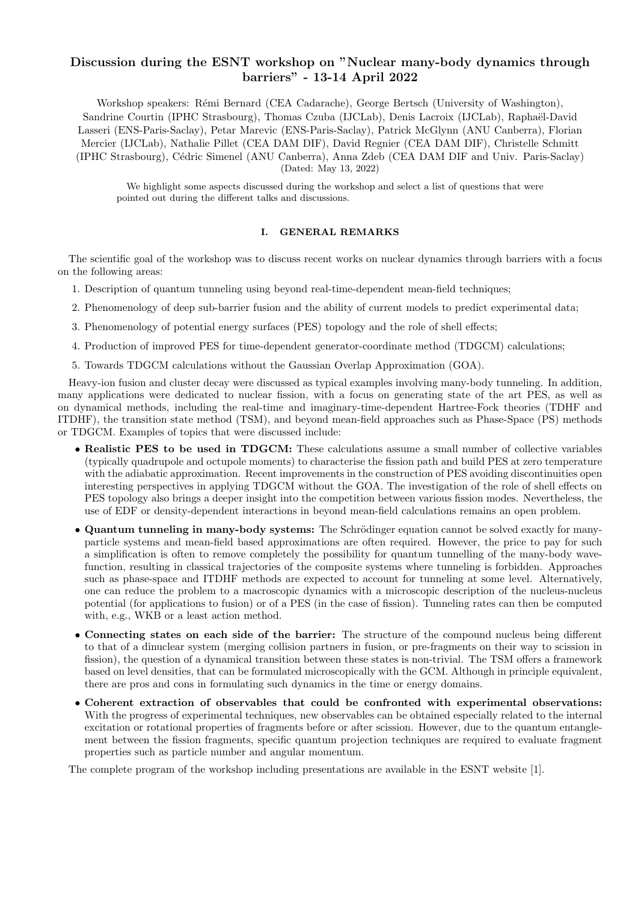# Discussion during the ESNT workshop on "Nuclear many-body dynamics through barriers" - 13-14 April 2022

Workshop speakers: Rémi Bernard (CEA Cadarache), George Bertsch (University of Washington), Sandrine Courtin (IPHC Strasbourg), Thomas Czuba (IJCLab), Denis Lacroix (IJCLab), Raphaël-David Lasseri (ENS-Paris-Saclay), Petar Marevic (ENS-Paris-Saclay), Patrick McGlynn (ANU Canberra), Florian Mercier (IJCLab), Nathalie Pillet (CEA DAM DIF), David Regnier (CEA DAM DIF), Christelle Schmitt (IPHC Strasbourg), Cédric Simenel (ANU Canberra), Anna Zdeb (CEA DAM DIF and Univ. Paris-Saclay)
(Dated: May 13, 2022)

We highlight some aspects discussed during the workshop and select a list of questions that were pointed out during the different talks and discussions.

## I. GENERAL REMARKS

The scientific goal of the workshop was to discuss recent works on nuclear dynamics through barriers with a focus on the following areas:

1. Description of quantum tunneling using beyond real-time-dependent mean-field techniques;
2. Phenomenology of deep sub-barrier fusion and the ability of current models to predict experimental data;
3. Phenomenology of potential energy surfaces (PES) topology and the role of shell effects;
4. Production of improved PES for time-dependent generator-coordinate method (TDGCM) calculations;
5. Towards TDGCM calculations without the Gaussian Overlap Approximation (GOA).

Heavy-ion fusion and cluster decay were discussed as typical examples involving many-body tunneling. In addition, many applications were dedicated to nuclear fission, with a focus on generating state of the art PES, as well as on dynamical methods, including the real-time and imaginary-time-dependent Hartree-Fock theories (TDHF and ITDHF), the transition state method (TSM), and beyond mean-field approaches such as Phase-Space (PS) methods or TDGCM. Examples of topics that were discussed include:

- **Realistic PES to be used in TDGCM:** These calculations assume a small number of collective variables (typically quadrupole and octupole moments) to characterise the fission path and build PES at zero temperature with the adiabatic approximation. Recent improvements in the construction of PES avoiding discontinuities open interesting perspectives in applying TDGCM without the GOA. The investigation of the role of shell effects on PES topology also brings a deeper insight into the competition between various fission modes. Nevertheless, the use of EDF or density-dependent interactions in beyond mean-field calculations remains an open problem.
- **Quantum tunneling in many-body systems:** The Schrödinger equation cannot be solved exactly for many-particle systems and mean-field based approximations are often required. However, the price to pay for such a simplification is often to remove completely the possibility for quantum tunnelling of the many-body wave-function, resulting in classical trajectories of the composite systems where tunneling is forbidden. Approaches such as phase-space and ITDHF methods are expected to account for tunneling at some level. Alternatively, one can reduce the problem to a macroscopic dynamics with a microscopic description of the nucleus-nucleus potential (for applications to fusion) or of a PES (in the case of fission). Tunneling rates can then be computed with, e.g., WKB or a least action method.
- **Connecting states on each side of the barrier:** The structure of the compound nucleus being different to that of a dinuclear system (merging collision partners in fusion, or pre-fragments on their way to scission in fission), the question of a dynamical transition between these states is non-trivial. The TSM offers a framework based on level densities, that can be formulated microscopically with the GCM. Although in principle equivalent, there are pros and cons in formulating such dynamics in the time or energy domains.
- **Coherent extraction of observables that could be confronted with experimental observations:** With the progress of experimental techniques, new observables can be obtained especially related to the internal excitation or rotational properties of fragments before or after scission. However, due to the quantum entanglement between the fission fragments, specific quantum projection techniques are required to evaluate fragment properties such as particle number and angular momentum.

The complete program of the workshop including presentations are available in the ESNT website [1].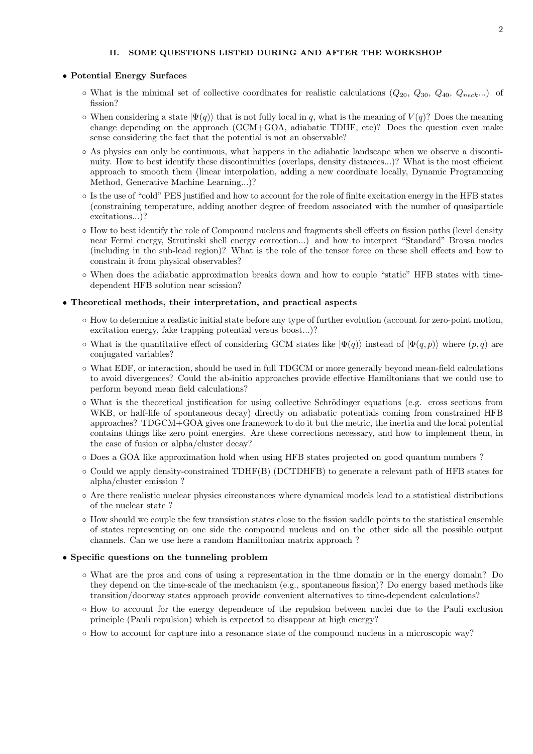## II. SOME QUESTIONS LISTED DURING AND AFTER THE WORKSHOP

- **Potential Energy Surfaces**
  - What is the minimal set of collective coordinates for realistic calculations ($Q_{20}$, $Q_{30}$, $Q_{40}$, $Q_{neck}$...) of fission?
  - When considering a state $|\Psi(q)\rangle$ that is not fully local in $q$, what is the meaning of $V(q)$? Does the meaning change depending on the approach (GCM+GOA, adiabatic TDHF, etc)? Does the question even make sense considering the fact that the potential is not an observable?
  - As physics can only be continuous, what happens in the adiabatic landscape when we observe a discontinuity. How to best identify these discontinuities (overlaps, density distances...)? What is the most efficient approach to smooth them (linear interpolation, adding a new coordinate locally, Dynamic Programming Method, Generative Machine Learning...)?
  - Is the use of "cold" PES justified and how to account for the role of finite excitation energy in the HFB states (constraining temperature, adding another degree of freedom associated with the number of quasiparticle excitations...)?
  - How to best identify the role of Compound nucleus and fragments shell effects on fission paths (level density near Fermi energy, Strutinski shell energy correction...) and how to interpret "Standard" Brossa modes (including in the sub-lead region)? What is the role of the tensor force on these shell effects and how to constrain it from physical observables?
  - When does the adiabatic approximation breaks down and how to couple "static" HFB states with time-dependent HFB solution near scission?

- **Theoretical methods, their interpretation, and practical aspects**
  - How to determine a realistic initial state before any type of further evolution (account for zero-point motion, excitation energy, fake trapping potential versus boost...)?
  - What is the quantitative effect of considering GCM states like $|\Phi(q)\rangle$ instead of $|\Phi(q,p)\rangle$ where $(p,q)$ are conjugated variables?
  - What EDF, or interaction, should be used in full TDGCM or more generally beyond mean-field calculations to avoid divergences? Could the ab-initio approaches provide effective Hamiltonians that we could use to perform beyond mean field calculations?
  - What is the theoretical justification for using collective Schrödinger equations (e.g. cross sections from WKB, or half-life of spontaneous decay) directly on adiabatic potentials coming from constrained HFB approaches? TDGCM+GOA gives one framework to do it but the metric, the inertia and the local potential contains things like zero point energies. Are these corrections necessary, and how to implement them, in the case of fusion or alpha/cluster decay?
  - Does a GOA like approximation hold when using HFB states projected on good quantum numbers ?
  - Could we apply density-constrained TDHF(B) (DCTDHFB) to generate a relevant path of HFB states for alpha/cluster emission ?
  - Are there realistic nuclear physics circonstances where dynamical models lead to a statistical distributions of the nuclear state ?
  - How should we couple the few transistion states close to the fission saddle points to the statistical ensemble of states representing on one side the compound nucleus and on the other side all the possible output channels. Can we use here a random Hamiltonian matrix approach ?

- **Specific questions on the tunneling problem**
  - What are the pros and cons of using a representation in the time domain or in the energy domain? Do they depend on the time-scale of the mechanism (e.g., spontaneous fission)? Do energy based methods like transition/doorway states approach provide convenient alternatives to time-dependent calculations?
  - How to account for the energy dependence of the repulsion between nuclei due to the Pauli exclusion principle (Pauli repulsion) which is expected to disappear at high energy?
  - How to account for capture into a resonance state of the compound nucleus in a microscopic way?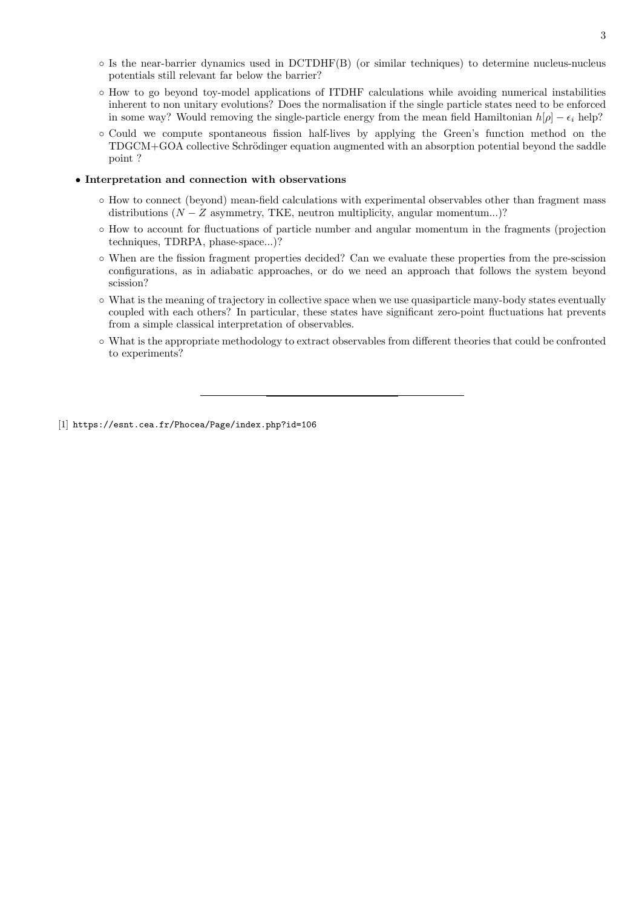- Is the near-barrier dynamics used in DCTDHF(B) (or similar techniques) to determine nucleus-nucleus potentials still relevant far below the barrier?
- How to go beyond toy-model applications of ITDHF calculations while avoiding numerical instabilities inherent to non unitary evolutions? Does the normalisation if the single particle states need to be enforced in some way? Would removing the single-particle energy from the mean field Hamiltonian $h[\rho] - \epsilon_i$ help?
- Could we compute spontaneous fission half-lives by applying the Green's function method on the TDGCM+GOA collective Schrödinger equation augmented with an absorption potential beyond the saddle point ?

- **Interpretation and connection with observations**
  - How to connect (beyond) mean-field calculations with experimental observables other than fragment mass distributions ($N - Z$ asymmetry, TKE, neutron multiplicity, angular momentum...)?
  - How to account for fluctuations of particle number and angular momentum in the fragments (projection techniques, TDRPA, phase-space...)?
  - When are the fission fragment properties decided? Can we evaluate these properties from the pre-scission configurations, as in adiabatic approaches, or do we need an approach that follows the system beyond scission?
  - What is the meaning of trajectory in collective space when we use quasiparticle many-body states eventually coupled with each others? In particular, these states have significant zero-point fluctuations hat prevents from a simple classical interpretation of observables.
  - What is the appropriate methodology to extract observables from different theories that could be confronted to experiments?

---

[1] https://esnt.cea.fr/Phocea/Page/index.php?id=106